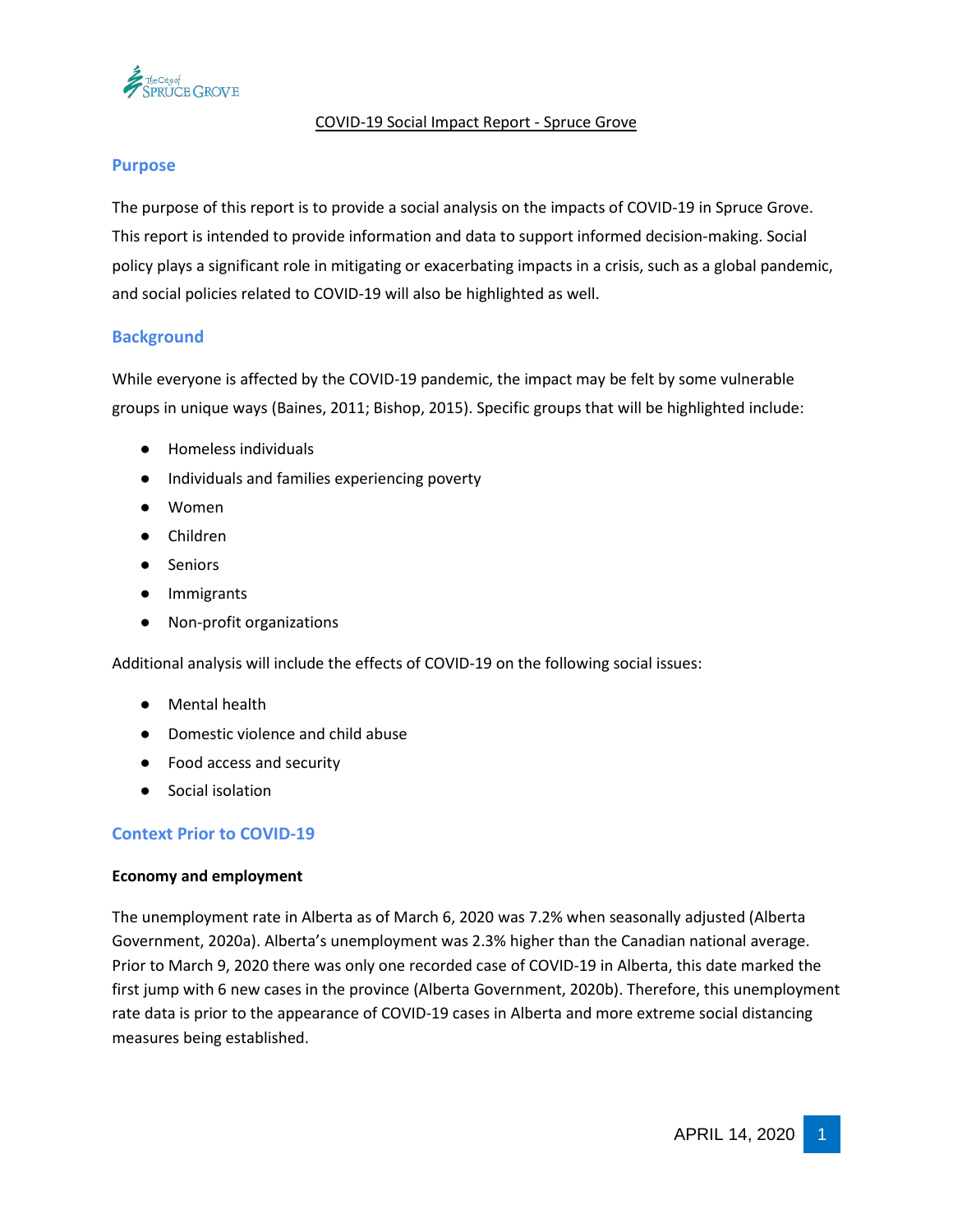# COVID-19 Social Impact Report - Spruce Grove

## Purpose

The purpose of this report is to provide a social analysis on the impacts of COVID-19 in Spruce Grove. This report is intended to provide information and data to support informed decision-making. Social policy plays a significant role in mitigating or exacerbating impacts in a crisis, such as a global pandemic, and social policies related to COVID-19 will also be highlighted as well.

## Background

While everyone is affected by the COVID-19 pandemic, the impact may be felt by some vulnerable groups in unique ways (Baines, 2011; Bishop, 2015). Specific groups that will be highlighted include:

- Homeless individuals
- Individuals and families experiencing poverty
- Women
- Children
- Seniors
- Immigrants
- Non-profit organizations

Additional analysis will include the effects of COVID-19 on the following social issues:

- Mental health
- Domestic violence and child abuse
- Food access and security
- Social isolation

## Context Prior to COVID-19

### Economy and employment

The unemployment rate in Alberta as of March 6, 2020 was 7.2% when seasonally adjusted (Alberta Government, 2020a). Alberta's unemployment was 2.3% higher than the Canadian national average. Prior to March 9, 2020 there was only one recorded case of COVID-19 in Alberta, this date marked the first jump with 6 new cases in the province (Alberta Government, 2020b). Therefore, this unemployment rate data is prior to the appearance of COVID-19 cases in Alberta and more extreme social distancing measures being established.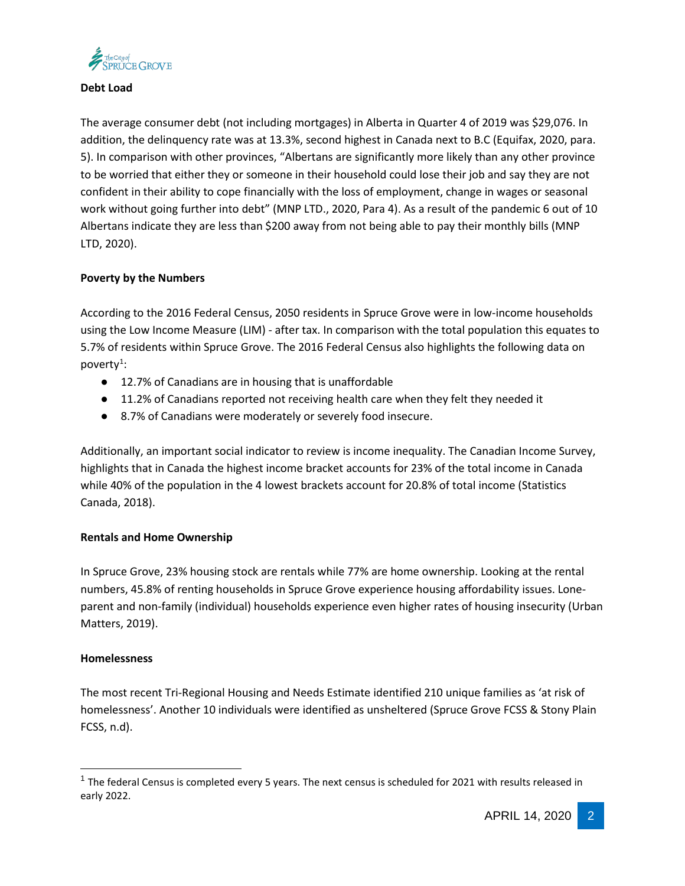**Debt Load**

The average consumer debt (not including mortgages) in Alberta in Quarter 4 of 2019 was $29,076. In addition, the delinquency rate was at 13.3%, second highest in Canada next to B.C (Equifax, 2020, para. 5). In comparison with other provinces, "Albertans are significantly more likely than any other province to be worried that either they or someone in their household could lose their job and say they are not confident in their ability to cope financially with the loss of employment, change in wages or seasonal work without going further into debt" (MNP LTD., 2020, Para 4). As a result of the pandemic 6 out of 10 Albertans indicate they are less than $200 away from not being able to pay their monthly bills (MNP LTD, 2020).

**Poverty by the Numbers**

According to the 2016 Federal Census, 2050 residents in Spruce Grove were in low-income households using the Low Income Measure (LIM) - after tax. In comparison with the total population this equates to 5.7% of residents within Spruce Grove. The 2016 Federal Census also highlights the following data on poverty[1]:

- 12.7% of Canadians are in housing that is unaffordable
- 11.2% of Canadians reported not receiving health care when they felt they needed it
- 8.7% of Canadians were moderately or severely food insecure.

Additionally, an important social indicator to review is income inequality. The Canadian Income Survey, highlights that in Canada the highest income bracket accounts for 23% of the total income in Canada while 40% of the population in the 4 lowest brackets account for 20.8% of total income (Statistics Canada, 2018).

**Rentals and Home Ownership**

In Spruce Grove, 23% housing stock are rentals while 77% are home ownership. Looking at the rental numbers, 45.8% of renting households in Spruce Grove experience housing affordability issues. Lone-parent and non-family (individual) households experience even higher rates of housing insecurity (Urban Matters, 2019).

**Homelessness**

The most recent Tri-Regional Housing and Needs Estimate identified 210 unique families as 'at risk of homelessness'. Another 10 individuals were identified as unsheltered (Spruce Grove FCSS & Stony Plain FCSS, n.d).

[1] The federal Census is completed every 5 years. The next census is scheduled for 2021 with results released in early 2022.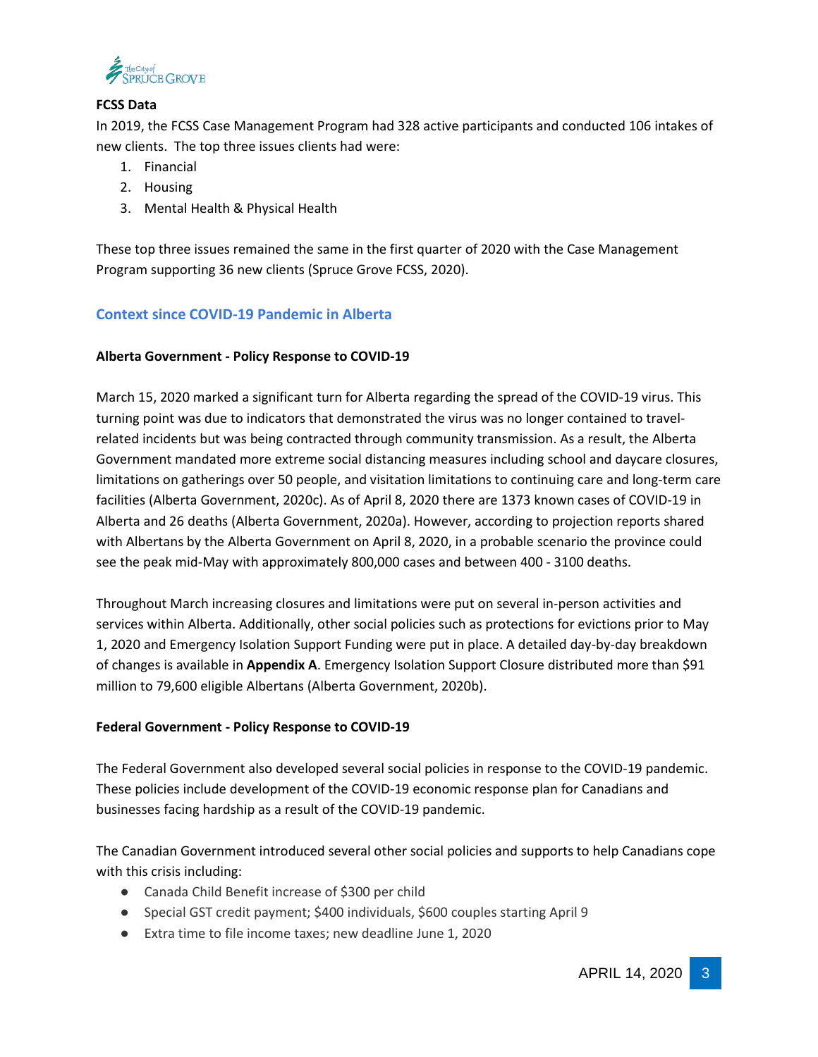**FCSS Data**

In 2019, the FCSS Case Management Program had 328 active participants and conducted 106 intakes of new clients. The top three issues clients had were:

1. Financial
2. Housing
3. Mental Health & Physical Health

These top three issues remained the same in the first quarter of 2020 with the Case Management Program supporting 36 new clients (Spruce Grove FCSS, 2020).

## Context since COVID-19 Pandemic in Alberta

**Alberta Government - Policy Response to COVID-19**

March 15, 2020 marked a significant turn for Alberta regarding the spread of the COVID-19 virus. This turning point was due to indicators that demonstrated the virus was no longer contained to travel-related incidents but was being contracted through community transmission. As a result, the Alberta Government mandated more extreme social distancing measures including school and daycare closures, limitations on gatherings over 50 people, and visitation limitations to continuing care and long-term care facilities (Alberta Government, 2020c). As of April 8, 2020 there are 1373 known cases of COVID-19 in Alberta and 26 deaths (Alberta Government, 2020a). However, according to projection reports shared with Albertans by the Alberta Government on April 8, 2020, in a probable scenario the province could see the peak mid-May with approximately 800,000 cases and between 400 - 3100 deaths.

Throughout March increasing closures and limitations were put on several in-person activities and services within Alberta. Additionally, other social policies such as protections for evictions prior to May 1, 2020 and Emergency Isolation Support Funding were put in place. A detailed day-by-day breakdown of changes is available in **Appendix A**. Emergency Isolation Support Closure distributed more than $91 million to 79,600 eligible Albertans (Alberta Government, 2020b).

**Federal Government - Policy Response to COVID-19**

The Federal Government also developed several social policies in response to the COVID-19 pandemic. These policies include development of the COVID-19 economic response plan for Canadians and businesses facing hardship as a result of the COVID-19 pandemic.

The Canadian Government introduced several other social policies and supports to help Canadians cope with this crisis including:

- Canada Child Benefit increase of $300 per child
- Special GST credit payment; $400 individuals, $600 couples starting April 9
- Extra time to file income taxes; new deadline June 1, 2020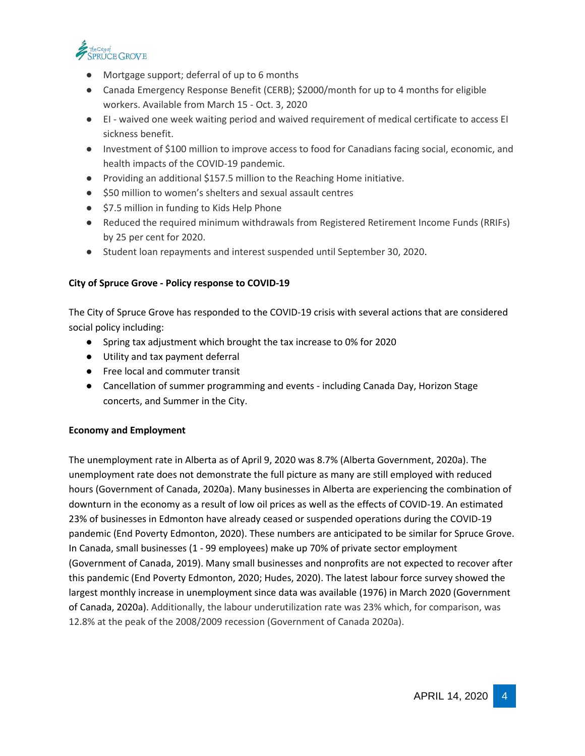- Mortgage support; deferral of up to 6 months
- Canada Emergency Response Benefit (CERB); $2000/month for up to 4 months for eligible workers. Available from March 15 - Oct. 3, 2020
- EI - waived one week waiting period and waived requirement of medical certificate to access EI sickness benefit.
- Investment of $100 million to improve access to food for Canadians facing social, economic, and health impacts of the COVID-19 pandemic.
- Providing an additional $157.5 million to the Reaching Home initiative.
- $50 million to women's shelters and sexual assault centres
- $7.5 million in funding to Kids Help Phone
- Reduced the required minimum withdrawals from Registered Retirement Income Funds (RRIFs) by 25 per cent for 2020.
- Student loan repayments and interest suspended until September 30, 2020.

**City of Spruce Grove - Policy response to COVID-19**

The City of Spruce Grove has responded to the COVID-19 crisis with several actions that are considered social policy including:

- Spring tax adjustment which brought the tax increase to 0% for 2020
- Utility and tax payment deferral
- Free local and commuter transit
- Cancellation of summer programming and events - including Canada Day, Horizon Stage concerts, and Summer in the City.

**Economy and Employment**

The unemployment rate in Alberta as of April 9, 2020 was 8.7% (Alberta Government, 2020a). The unemployment rate does not demonstrate the full picture as many are still employed with reduced hours (Government of Canada, 2020a). Many businesses in Alberta are experiencing the combination of downturn in the economy as a result of low oil prices as well as the effects of COVID-19. An estimated 23% of businesses in Edmonton have already ceased or suspended operations during the COVID-19 pandemic (End Poverty Edmonton, 2020). These numbers are anticipated to be similar for Spruce Grove. In Canada, small businesses (1 - 99 employees) make up 70% of private sector employment (Government of Canada, 2019). Many small businesses and nonprofits are not expected to recover after this pandemic (End Poverty Edmonton, 2020; Hudes, 2020). The latest labour force survey showed the largest monthly increase in unemployment since data was available (1976) in March 2020 (Government of Canada, 2020a). Additionally, the labour underutilization rate was 23% which, for comparison, was 12.8% at the peak of the 2008/2009 recession (Government of Canada 2020a).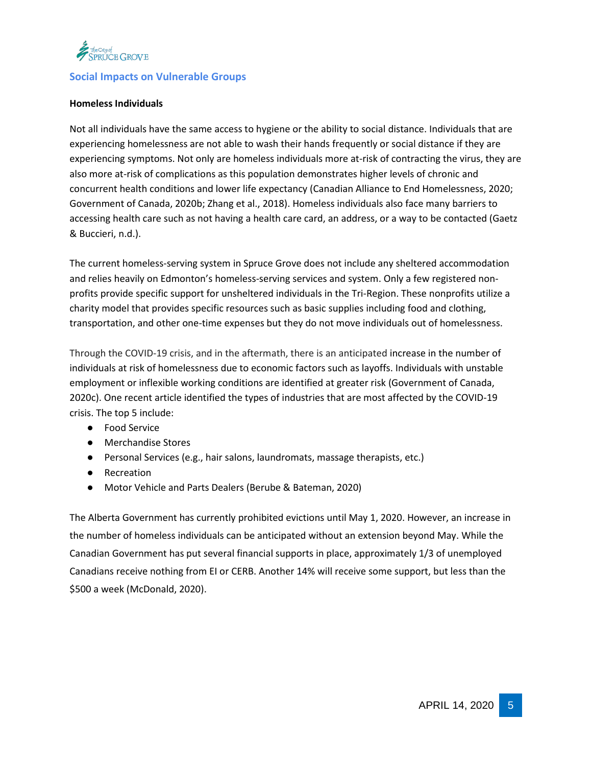## Social Impacts on Vulnerable Groups

**Homeless Individuals**

Not all individuals have the same access to hygiene or the ability to social distance. Individuals that are experiencing homelessness are not able to wash their hands frequently or social distance if they are experiencing symptoms. Not only are homeless individuals more at-risk of contracting the virus, they are also more at-risk of complications as this population demonstrates higher levels of chronic and concurrent health conditions and lower life expectancy (Canadian Alliance to End Homelessness, 2020; Government of Canada, 2020b; Zhang et al., 2018). Homeless individuals also face many barriers to accessing health care such as not having a health care card, an address, or a way to be contacted (Gaetz & Buccieri, n.d.).

The current homeless-serving system in Spruce Grove does not include any sheltered accommodation and relies heavily on Edmonton's homeless-serving services and system. Only a few registered non-profits provide specific support for unsheltered individuals in the Tri-Region. These nonprofits utilize a charity model that provides specific resources such as basic supplies including food and clothing, transportation, and other one-time expenses but they do not move individuals out of homelessness.

Through the COVID-19 crisis, and in the aftermath, there is an anticipated increase in the number of individuals at risk of homelessness due to economic factors such as layoffs. Individuals with unstable employment or inflexible working conditions are identified at greater risk (Government of Canada, 2020c). One recent article identified the types of industries that are most affected by the COVID-19 crisis. The top 5 include:

- Food Service
- Merchandise Stores
- Personal Services (e.g., hair salons, laundromats, massage therapists, etc.)
- Recreation
- Motor Vehicle and Parts Dealers (Berube & Bateman, 2020)

The Alberta Government has currently prohibited evictions until May 1, 2020. However, an increase in the number of homeless individuals can be anticipated without an extension beyond May. While the Canadian Government has put several financial supports in place, approximately 1/3 of unemployed Canadians receive nothing from EI or CERB. Another 14% will receive some support, but less than the $500 a week (McDonald, 2020).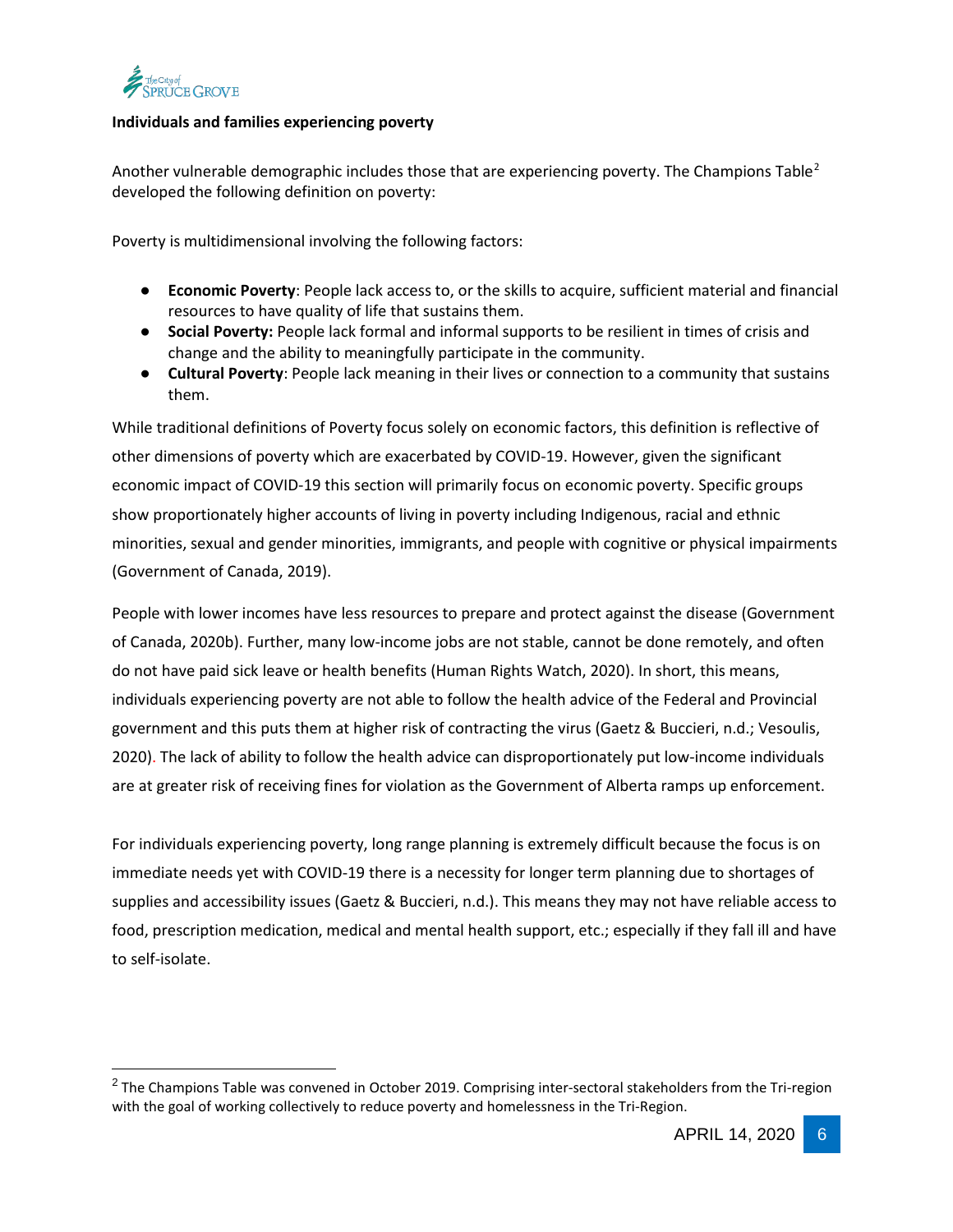**Individuals and families experiencing poverty**

Another vulnerable demographic includes those that are experiencing poverty. The Champions Table[2] developed the following definition on poverty:

Poverty is multidimensional involving the following factors:

- **Economic Poverty**: People lack access to, or the skills to acquire, sufficient material and financial resources to have quality of life that sustains them.
- **Social Poverty:** People lack formal and informal supports to be resilient in times of crisis and change and the ability to meaningfully participate in the community.
- **Cultural Poverty**: People lack meaning in their lives or connection to a community that sustains them.

While traditional definitions of Poverty focus solely on economic factors, this definition is reflective of other dimensions of poverty which are exacerbated by COVID-19. However, given the significant economic impact of COVID-19 this section will primarily focus on economic poverty. Specific groups show proportionately higher accounts of living in poverty including Indigenous, racial and ethnic minorities, sexual and gender minorities, immigrants, and people with cognitive or physical impairments (Government of Canada, 2019).

People with lower incomes have less resources to prepare and protect against the disease (Government of Canada, 2020b). Further, many low-income jobs are not stable, cannot be done remotely, and often do not have paid sick leave or health benefits (Human Rights Watch, 2020). In short, this means, individuals experiencing poverty are not able to follow the health advice of the Federal and Provincial government and this puts them at higher risk of contracting the virus (Gaetz & Buccieri, n.d.; Vesoulis, 2020). The lack of ability to follow the health advice can disproportionately put low-income individuals are at greater risk of receiving fines for violation as the Government of Alberta ramps up enforcement.

For individuals experiencing poverty, long range planning is extremely difficult because the focus is on immediate needs yet with COVID-19 there is a necessity for longer term planning due to shortages of supplies and accessibility issues (Gaetz & Buccieri, n.d.). This means they may not have reliable access to food, prescription medication, medical and mental health support, etc.; especially if they fall ill and have to self-isolate.

[2] The Champions Table was convened in October 2019. Comprising inter-sectoral stakeholders from the Tri-region with the goal of working collectively to reduce poverty and homelessness in the Tri-Region.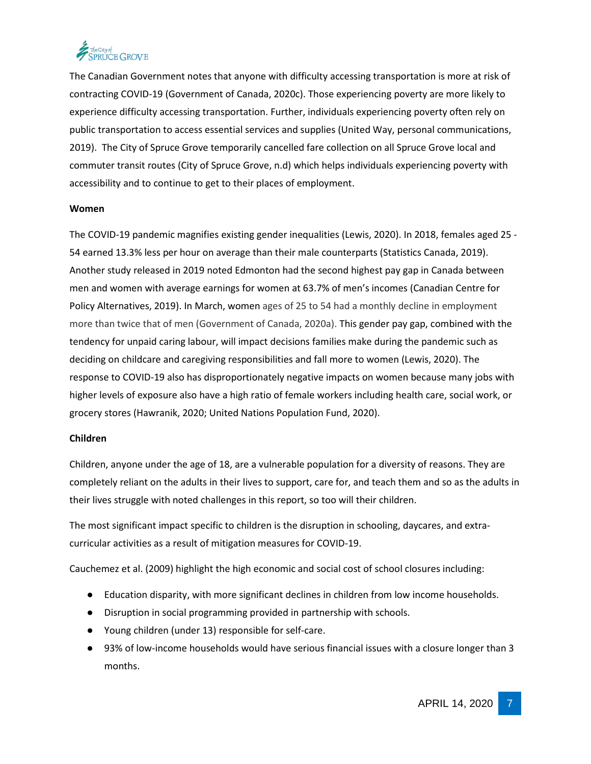The Canadian Government notes that anyone with difficulty accessing transportation is more at risk of contracting COVID-19 (Government of Canada, 2020c). Those experiencing poverty are more likely to experience difficulty accessing transportation. Further, individuals experiencing poverty often rely on public transportation to access essential services and supplies (United Way, personal communications, 2019). The City of Spruce Grove temporarily cancelled fare collection on all Spruce Grove local and commuter transit routes (City of Spruce Grove, n.d) which helps individuals experiencing poverty with accessibility and to continue to get to their places of employment.

**Women**

The COVID-19 pandemic magnifies existing gender inequalities (Lewis, 2020). In 2018, females aged 25 - 54 earned 13.3% less per hour on average than their male counterparts (Statistics Canada, 2019). Another study released in 2019 noted Edmonton had the second highest pay gap in Canada between men and women with average earnings for women at 63.7% of men's incomes (Canadian Centre for Policy Alternatives, 2019). In March, women ages of 25 to 54 had a monthly decline in employment more than twice that of men (Government of Canada, 2020a). This gender pay gap, combined with the tendency for unpaid caring labour, will impact decisions families make during the pandemic such as deciding on childcare and caregiving responsibilities and fall more to women (Lewis, 2020). The response to COVID-19 also has disproportionately negative impacts on women because many jobs with higher levels of exposure also have a high ratio of female workers including health care, social work, or grocery stores (Hawranik, 2020; United Nations Population Fund, 2020).

**Children**

Children, anyone under the age of 18, are a vulnerable population for a diversity of reasons. They are completely reliant on the adults in their lives to support, care for, and teach them and so as the adults in their lives struggle with noted challenges in this report, so too will their children.

The most significant impact specific to children is the disruption in schooling, daycares, and extra-curricular activities as a result of mitigation measures for COVID-19.

Cauchemez et al. (2009) highlight the high economic and social cost of school closures including:

- Education disparity, with more significant declines in children from low income households.
- Disruption in social programming provided in partnership with schools.
- Young children (under 13) responsible for self-care.
- 93% of low-income households would have serious financial issues with a closure longer than 3 months.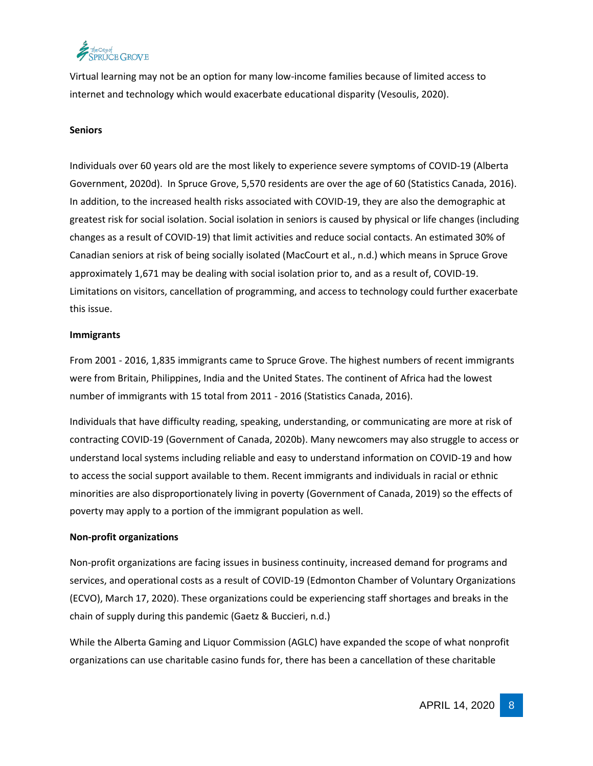Virtual learning may not be an option for many low-income families because of limited access to internet and technology which would exacerbate educational disparity (Vesoulis, 2020).

**Seniors**

Individuals over 60 years old are the most likely to experience severe symptoms of COVID-19 (Alberta Government, 2020d). In Spruce Grove, 5,570 residents are over the age of 60 (Statistics Canada, 2016). In addition, to the increased health risks associated with COVID-19, they are also the demographic at greatest risk for social isolation. Social isolation in seniors is caused by physical or life changes (including changes as a result of COVID-19) that limit activities and reduce social contacts. An estimated 30% of Canadian seniors at risk of being socially isolated (MacCourt et al., n.d.) which means in Spruce Grove approximately 1,671 may be dealing with social isolation prior to, and as a result of, COVID-19. Limitations on visitors, cancellation of programming, and access to technology could further exacerbate this issue.

**Immigrants**

From 2001 - 2016, 1,835 immigrants came to Spruce Grove. The highest numbers of recent immigrants were from Britain, Philippines, India and the United States. The continent of Africa had the lowest number of immigrants with 15 total from 2011 - 2016 (Statistics Canada, 2016).

Individuals that have difficulty reading, speaking, understanding, or communicating are more at risk of contracting COVID-19 (Government of Canada, 2020b). Many newcomers may also struggle to access or understand local systems including reliable and easy to understand information on COVID-19 and how to access the social support available to them. Recent immigrants and individuals in racial or ethnic minorities are also disproportionately living in poverty (Government of Canada, 2019) so the effects of poverty may apply to a portion of the immigrant population as well.

**Non-profit organizations**

Non-profit organizations are facing issues in business continuity, increased demand for programs and services, and operational costs as a result of COVID-19 (Edmonton Chamber of Voluntary Organizations (ECVO), March 17, 2020). These organizations could be experiencing staff shortages and breaks in the chain of supply during this pandemic (Gaetz & Buccieri, n.d.)

While the Alberta Gaming and Liquor Commission (AGLC) have expanded the scope of what nonprofit organizations can use charitable casino funds for, there has been a cancellation of these charitable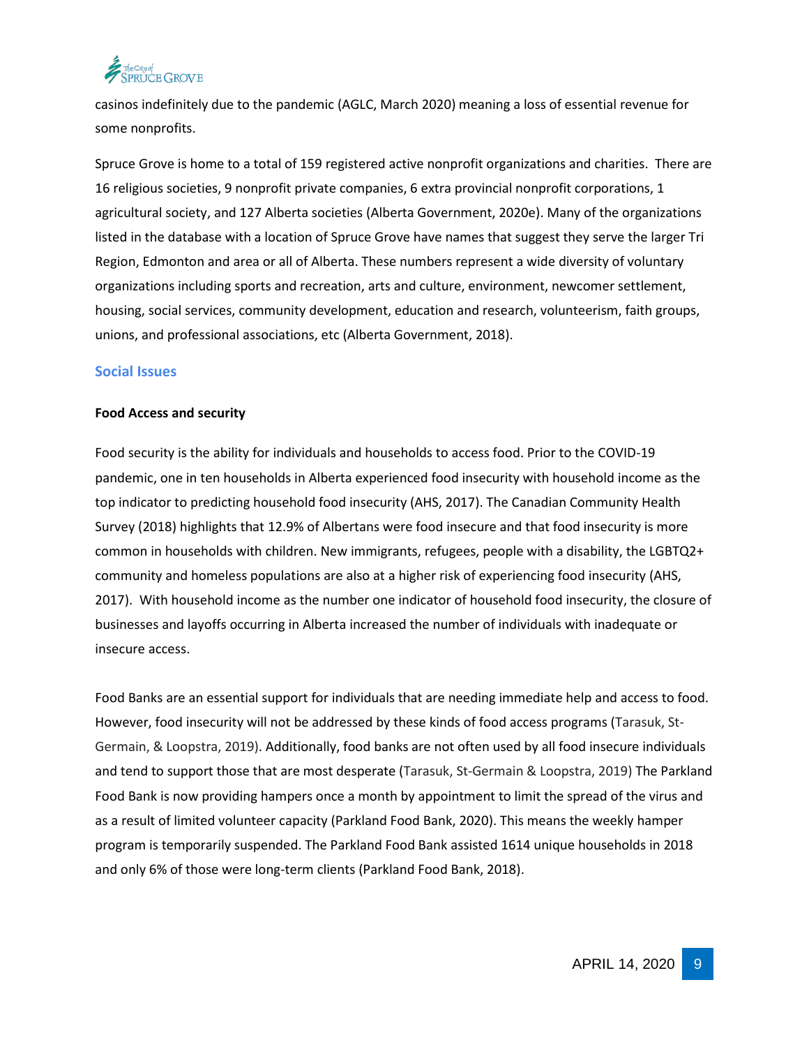casinos indefinitely due to the pandemic (AGLC, March 2020) meaning a loss of essential revenue for some nonprofits.

Spruce Grove is home to a total of 159 registered active nonprofit organizations and charities. There are 16 religious societies, 9 nonprofit private companies, 6 extra provincial nonprofit corporations, 1 agricultural society, and 127 Alberta societies (Alberta Government, 2020e). Many of the organizations listed in the database with a location of Spruce Grove have names that suggest they serve the larger Tri Region, Edmonton and area or all of Alberta. These numbers represent a wide diversity of voluntary organizations including sports and recreation, arts and culture, environment, newcomer settlement, housing, social services, community development, education and research, volunteerism, faith groups, unions, and professional associations, etc (Alberta Government, 2018).

## Social Issues

### Food Access and security

Food security is the ability for individuals and households to access food. Prior to the COVID-19 pandemic, one in ten households in Alberta experienced food insecurity with household income as the top indicator to predicting household food insecurity (AHS, 2017). The Canadian Community Health Survey (2018) highlights that 12.9% of Albertans were food insecure and that food insecurity is more common in households with children. New immigrants, refugees, people with a disability, the LGBTQ2+ community and homeless populations are also at a higher risk of experiencing food insecurity (AHS, 2017). With household income as the number one indicator of household food insecurity, the closure of businesses and layoffs occurring in Alberta increased the number of individuals with inadequate or insecure access.

Food Banks are an essential support for individuals that are needing immediate help and access to food. However, food insecurity will not be addressed by these kinds of food access programs (Tarasuk, St-Germain, & Loopstra, 2019). Additionally, food banks are not often used by all food insecure individuals and tend to support those that are most desperate (Tarasuk, St-Germain & Loopstra, 2019) The Parkland Food Bank is now providing hampers once a month by appointment to limit the spread of the virus and as a result of limited volunteer capacity (Parkland Food Bank, 2020). This means the weekly hamper program is temporarily suspended. The Parkland Food Bank assisted 1614 unique households in 2018 and only 6% of those were long-term clients (Parkland Food Bank, 2018).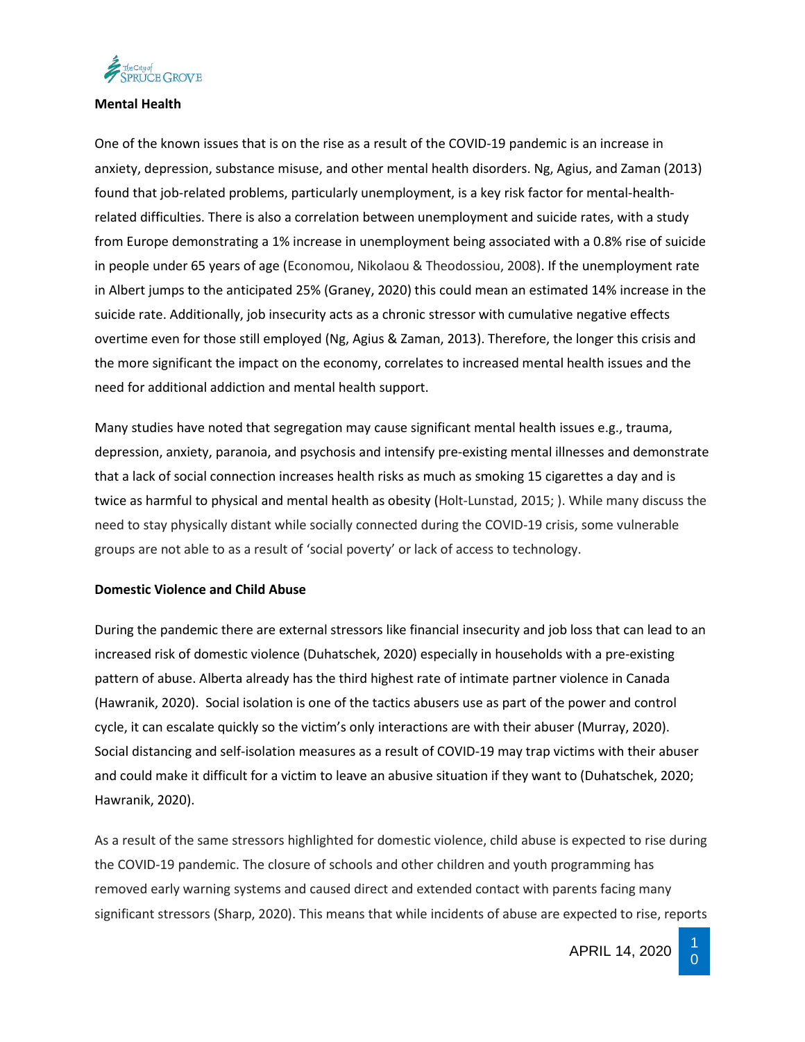**Mental Health**

One of the known issues that is on the rise as a result of the COVID-19 pandemic is an increase in anxiety, depression, substance misuse, and other mental health disorders. Ng, Agius, and Zaman (2013) found that job-related problems, particularly unemployment, is a key risk factor for mental-health-related difficulties. There is also a correlation between unemployment and suicide rates, with a study from Europe demonstrating a 1% increase in unemployment being associated with a 0.8% rise of suicide in people under 65 years of age (Economou, Nikolaou & Theodossiou, 2008). If the unemployment rate in Albert jumps to the anticipated 25% (Graney, 2020) this could mean an estimated 14% increase in the suicide rate. Additionally, job insecurity acts as a chronic stressor with cumulative negative effects overtime even for those still employed (Ng, Agius & Zaman, 2013). Therefore, the longer this crisis and the more significant the impact on the economy, correlates to increased mental health issues and the need for additional addiction and mental health support.

Many studies have noted that segregation may cause significant mental health issues e.g., trauma, depression, anxiety, paranoia, and psychosis and intensify pre-existing mental illnesses and demonstrate that a lack of social connection increases health risks as much as smoking 15 cigarettes a day and is twice as harmful to physical and mental health as obesity (Holt-Lunstad, 2015; ). While many discuss the need to stay physically distant while socially connected during the COVID-19 crisis, some vulnerable groups are not able to as a result of 'social poverty' or lack of access to technology.

**Domestic Violence and Child Abuse**

During the pandemic there are external stressors like financial insecurity and job loss that can lead to an increased risk of domestic violence (Duhatschek, 2020) especially in households with a pre-existing pattern of abuse. Alberta already has the third highest rate of intimate partner violence in Canada (Hawranik, 2020). Social isolation is one of the tactics abusers use as part of the power and control cycle, it can escalate quickly so the victim's only interactions are with their abuser (Murray, 2020). Social distancing and self-isolation measures as a result of COVID-19 may trap victims with their abuser and could make it difficult for a victim to leave an abusive situation if they want to (Duhatschek, 2020; Hawranik, 2020).

As a result of the same stressors highlighted for domestic violence, child abuse is expected to rise during the COVID-19 pandemic. The closure of schools and other children and youth programming has removed early warning systems and caused direct and extended contact with parents facing many significant stressors (Sharp, 2020). This means that while incidents of abuse are expected to rise, reports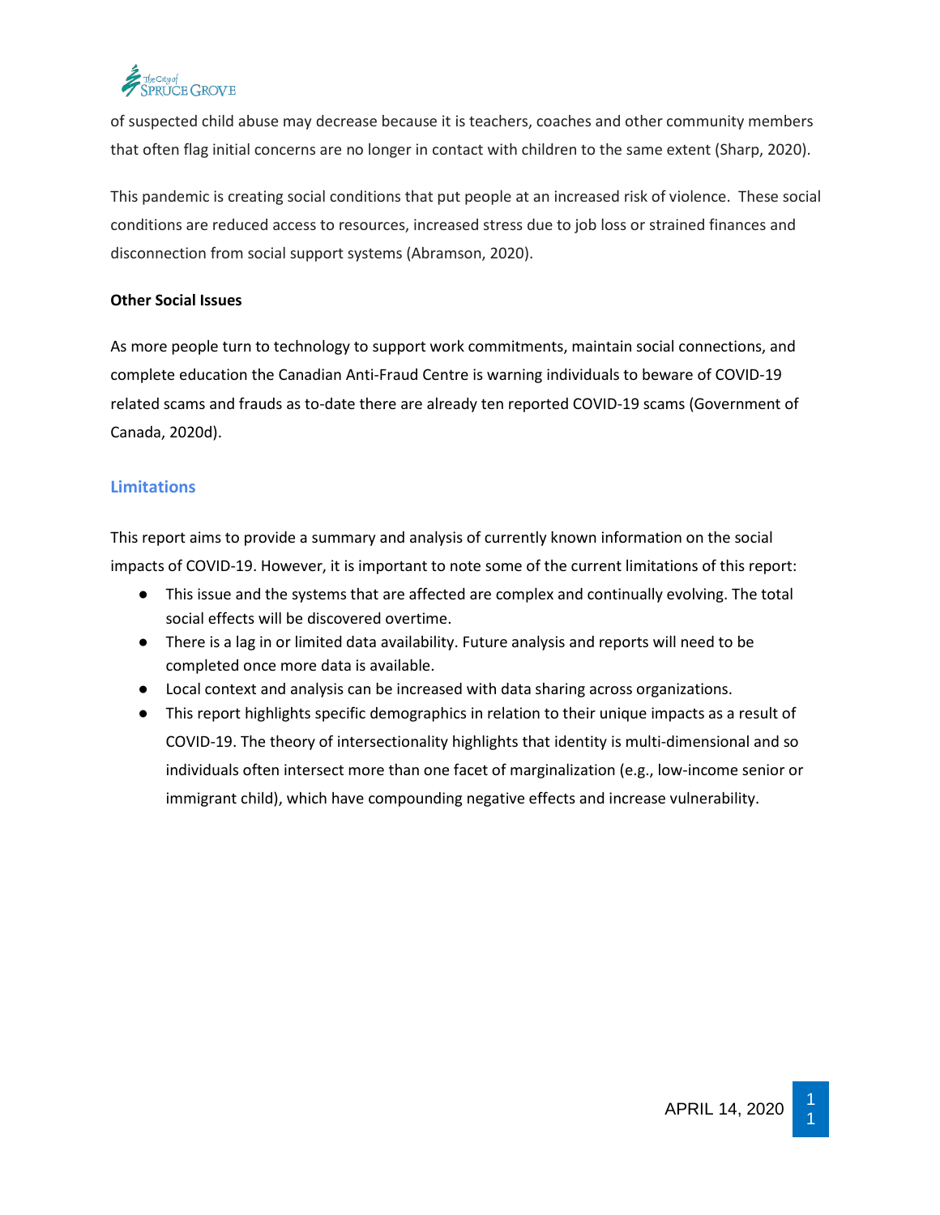of suspected child abuse may decrease because it is teachers, coaches and other community members that often flag initial concerns are no longer in contact with children to the same extent (Sharp, 2020).

This pandemic is creating social conditions that put people at an increased risk of violence. These social conditions are reduced access to resources, increased stress due to job loss or strained finances and disconnection from social support systems (Abramson, 2020).

**Other Social Issues**

As more people turn to technology to support work commitments, maintain social connections, and complete education the Canadian Anti-Fraud Centre is warning individuals to beware of COVID-19 related scams and frauds as to-date there are already ten reported COVID-19 scams (Government of Canada, 2020d).

## Limitations

This report aims to provide a summary and analysis of currently known information on the social impacts of COVID-19. However, it is important to note some of the current limitations of this report:

- This issue and the systems that are affected are complex and continually evolving. The total social effects will be discovered overtime.
- There is a lag in or limited data availability. Future analysis and reports will need to be completed once more data is available.
- Local context and analysis can be increased with data sharing across organizations.
- This report highlights specific demographics in relation to their unique impacts as a result of COVID-19. The theory of intersectionality highlights that identity is multi-dimensional and so individuals often intersect more than one facet of marginalization (e.g., low-income senior or immigrant child), which have compounding negative effects and increase vulnerability.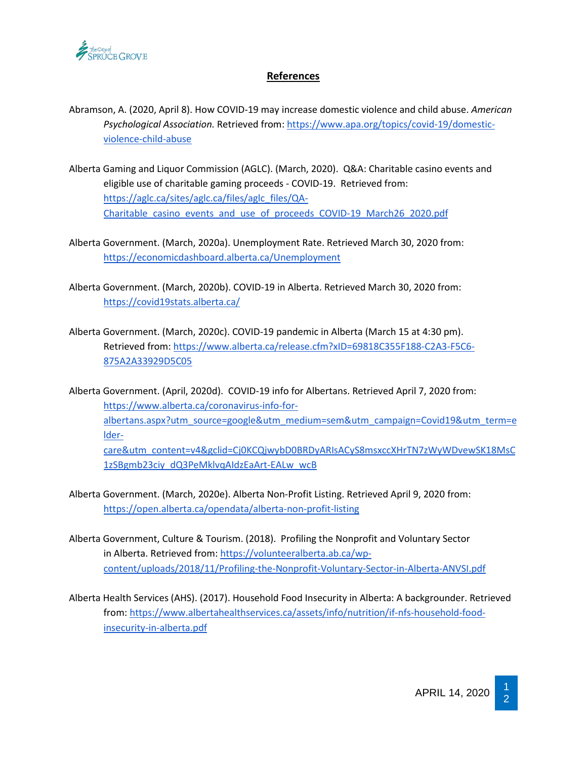## References

Abramson, A. (2020, April 8). How COVID-19 may increase domestic violence and child abuse. *American Psychological Association.* Retrieved from: https://www.apa.org/topics/covid-19/domestic-violence-child-abuse

Alberta Gaming and Liquor Commission (AGLC). (March, 2020). Q&A: Charitable casino events and eligible use of charitable gaming proceeds - COVID-19. Retrieved from: https://aglc.ca/sites/aglc.ca/files/aglc_files/QA-Charitable_casino_events_and_use_of_proceeds_COVID-19_March26_2020.pdf

Alberta Government. (March, 2020a). Unemployment Rate. Retrieved March 30, 2020 from: https://economicdashboard.alberta.ca/Unemployment

Alberta Government. (March, 2020b). COVID-19 in Alberta. Retrieved March 30, 2020 from: https://covid19stats.alberta.ca/

Alberta Government. (March, 2020c). COVID-19 pandemic in Alberta (March 15 at 4:30 pm). Retrieved from: https://www.alberta.ca/release.cfm?xID=69818C355F188-C2A3-F5C6-875A2A33929D5C05

Alberta Government. (April, 2020d). COVID-19 info for Albertans. Retrieved April 7, 2020 from: https://www.alberta.ca/coronavirus-info-for-albertans.aspx?utm_source=google&utm_medium=sem&utm_campaign=Covid19&utm_term=elder-care&utm_content=v4&gclid=Cj0KCQjwybD0BRDyARIsACyS8msxccXHrTN7zWyWDvewSK18MsC1zSBgmb23ciy_dQ3PeMklvqAldzEaArt-EALw_wcB

Alberta Government. (March, 2020e). Alberta Non-Profit Listing. Retrieved April 9, 2020 from: https://open.alberta.ca/opendata/alberta-non-profit-listing

Alberta Government, Culture & Tourism. (2018). Profiling the Nonprofit and Voluntary Sector in Alberta. Retrieved from: https://volunteeralberta.ab.ca/wp-content/uploads/2018/11/Profiling-the-Nonprofit-Voluntary-Sector-in-Alberta-ANVSI.pdf

Alberta Health Services (AHS). (2017). Household Food Insecurity in Alberta: A backgrounder. Retrieved from: https://www.albertahealthservices.ca/assets/info/nutrition/if-nfs-household-food-insecurity-in-alberta.pdf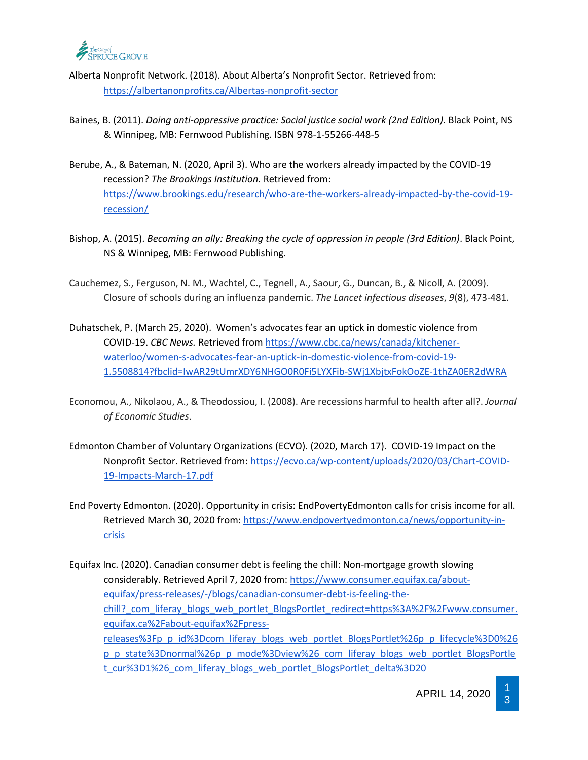Alberta Nonprofit Network. (2018). About Alberta's Nonprofit Sector. Retrieved from: https://albertanonprofits.ca/Albertas-nonprofit-sector

Baines, B. (2011). *Doing anti-oppressive practice: Social justice social work (2nd Edition).* Black Point, NS & Winnipeg, MB: Fernwood Publishing. ISBN 978-1-55266-448-5

Berube, A., & Bateman, N. (2020, April 3). Who are the workers already impacted by the COVID-19 recession? *The Brookings Institution.* Retrieved from: https://www.brookings.edu/research/who-are-the-workers-already-impacted-by-the-covid-19-recession/

Bishop, A. (2015). *Becoming an ally: Breaking the cycle of oppression in people (3rd Edition)*. Black Point, NS & Winnipeg, MB: Fernwood Publishing.

Cauchemez, S., Ferguson, N. M., Wachtel, C., Tegnell, A., Saour, G., Duncan, B., & Nicoll, A. (2009). Closure of schools during an influenza pandemic. *The Lancet infectious diseases*, *9*(8), 473-481.

Duhatschek, P. (March 25, 2020). Women's advocates fear an uptick in domestic violence from COVID-19. *CBC News.* Retrieved from https://www.cbc.ca/news/canada/kitchener-waterloo/women-s-advocates-fear-an-uptick-in-domestic-violence-from-covid-19-1.5508814?fbclid=IwAR29tUmrXDY6NHGO0R0Fi5LYXFib-SWj1XbjtxFokOoZE-1thZA0ER2dWRA

Economou, A., Nikolaou, A., & Theodossiou, I. (2008). Are recessions harmful to health after all?. *Journal of Economic Studies*.

Edmonton Chamber of Voluntary Organizations (ECVO). (2020, March 17). COVID-19 Impact on the Nonprofit Sector. Retrieved from: https://ecvo.ca/wp-content/uploads/2020/03/Chart-COVID-19-Impacts-March-17.pdf

End Poverty Edmonton. (2020). Opportunity in crisis: EndPovertyEdmonton calls for crisis income for all. Retrieved March 30, 2020 from: https://www.endpovertyedmonton.ca/news/opportunity-in-crisis

Equifax Inc. (2020). Canadian consumer debt is feeling the chill: Non-mortgage growth slowing considerably. Retrieved April 7, 2020 from: https://www.consumer.equifax.ca/about-equifax/press-releases/-/blogs/canadian-consumer-debt-is-feeling-the-chill?_com_liferay_blogs_web_portlet_BlogsPortlet_redirect=https%3A%2F%2Fwww.consumer.equifax.ca%2Fabout-equifax%2Fpress-releases%3Fp_p_id%3Dcom_liferay_blogs_web_portlet_BlogsPortlet%26p_p_lifecycle%3D0%26p_p_state%3Dnormal%26p_p_mode%3Dview%26_com_liferay_blogs_web_portlet_BlogsPortlet_cur%3D1%26_com_liferay_blogs_web_portlet_BlogsPortlet_delta%3D20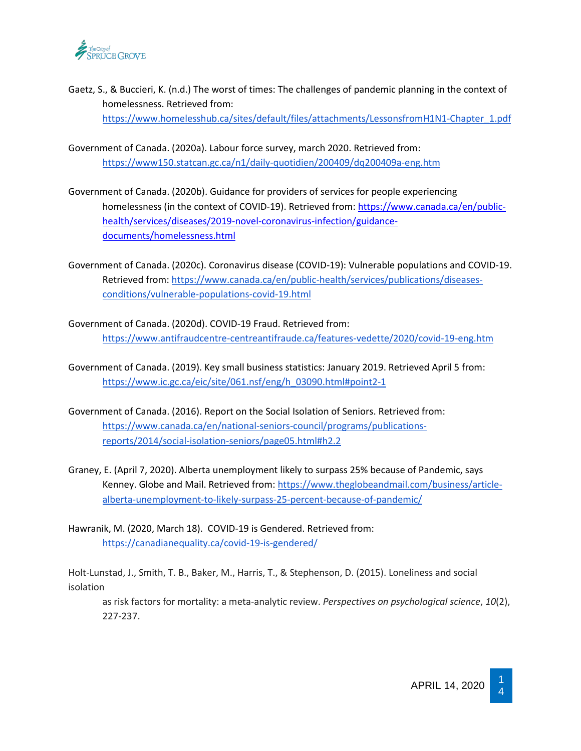Gaetz, S., & Buccieri, K. (n.d.) The worst of times: The challenges of pandemic planning in the context of homelessness. Retrieved from: https://www.homelesshub.ca/sites/default/files/attachments/LessonsfromH1N1-Chapter_1.pdf

Government of Canada. (2020a). Labour force survey, march 2020. Retrieved from: https://www150.statcan.gc.ca/n1/daily-quotidien/200409/dq200409a-eng.htm

Government of Canada. (2020b). Guidance for providers of services for people experiencing homelessness (in the context of COVID-19). Retrieved from: https://www.canada.ca/en/public-health/services/diseases/2019-novel-coronavirus-infection/guidance-documents/homelessness.html

Government of Canada. (2020c). Coronavirus disease (COVID-19): Vulnerable populations and COVID-19. Retrieved from: https://www.canada.ca/en/public-health/services/publications/diseases-conditions/vulnerable-populations-covid-19.html

Government of Canada. (2020d). COVID-19 Fraud. Retrieved from: https://www.antifraudcentre-centreantifraude.ca/features-vedette/2020/covid-19-eng.htm

Government of Canada. (2019). Key small business statistics: January 2019. Retrieved April 5 from: https://www.ic.gc.ca/eic/site/061.nsf/eng/h_03090.html#point2-1

Government of Canada. (2016). Report on the Social Isolation of Seniors. Retrieved from: https://www.canada.ca/en/national-seniors-council/programs/publications-reports/2014/social-isolation-seniors/page05.html#h2.2

Graney, E. (April 7, 2020). Alberta unemployment likely to surpass 25% because of Pandemic, says Kenney. Globe and Mail. Retrieved from: https://www.theglobeandmail.com/business/article-alberta-unemployment-to-likely-surpass-25-percent-because-of-pandemic/

Hawranik, M. (2020, March 18). COVID-19 is Gendered. Retrieved from: https://canadianequality.ca/covid-19-is-gendered/

Holt-Lunstad, J., Smith, T. B., Baker, M., Harris, T., & Stephenson, D. (2015). Loneliness and social isolation as risk factors for mortality: a meta-analytic review. *Perspectives on psychological science*, *10*(2), 227-237.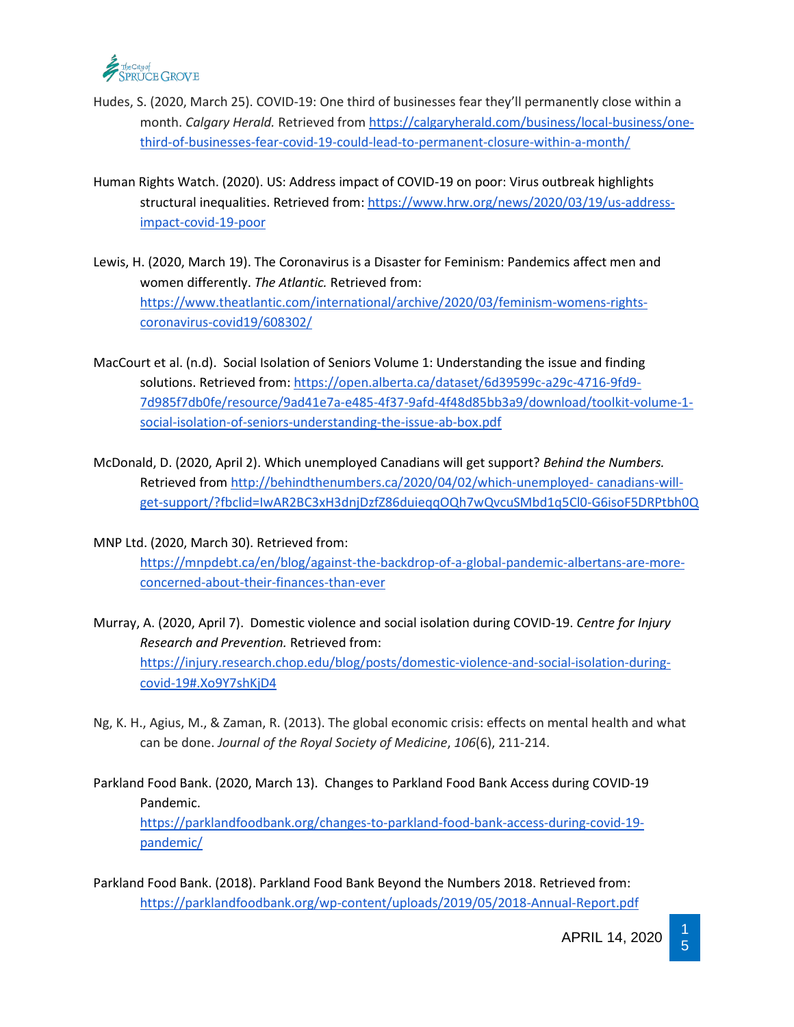Hudes, S. (2020, March 25). COVID-19: One third of businesses fear they'll permanently close within a month. *Calgary Herald.* Retrieved from https://calgaryherald.com/business/local-business/one-third-of-businesses-fear-covid-19-could-lead-to-permanent-closure-within-a-month/

Human Rights Watch. (2020). US: Address impact of COVID-19 on poor: Virus outbreak highlights structural inequalities. Retrieved from: https://www.hrw.org/news/2020/03/19/us-address-impact-covid-19-poor

Lewis, H. (2020, March 19). The Coronavirus is a Disaster for Feminism: Pandemics affect men and women differently. *The Atlantic.* Retrieved from: https://www.theatlantic.com/international/archive/2020/03/feminism-womens-rights-coronavirus-covid19/608302/

MacCourt et al. (n.d). Social Isolation of Seniors Volume 1: Understanding the issue and finding solutions. Retrieved from: https://open.alberta.ca/dataset/6d39599c-a29c-4716-9fd9-7d985f7db0fe/resource/9ad41e7a-e485-4f37-9afd-4f48d85bb3a9/download/toolkit-volume-1-social-isolation-of-seniors-understanding-the-issue-ab-box.pdf

McDonald, D. (2020, April 2). Which unemployed Canadians will get support? *Behind the Numbers.* Retrieved from http://behindthenumbers.ca/2020/04/02/which-unemployed- canadians-will-get-support/?fbclid=IwAR2BC3xH3dnjDzfZ86duieqqOQh7wQvcuSMbd1q5Cl0-G6isoF5DRPtbh0Q

MNP Ltd. (2020, March 30). Retrieved from: https://mnpdebt.ca/en/blog/against-the-backdrop-of-a-global-pandemic-albertans-are-more-concerned-about-their-finances-than-ever

Murray, A. (2020, April 7). Domestic violence and social isolation during COVID-19. *Centre for Injury Research and Prevention.* Retrieved from: https://injury.research.chop.edu/blog/posts/domestic-violence-and-social-isolation-during-covid-19#.Xo9Y7shKjD4

Ng, K. H., Agius, M., & Zaman, R. (2013). The global economic crisis: effects on mental health and what can be done. *Journal of the Royal Society of Medicine*, *106*(6), 211-214.

Parkland Food Bank. (2020, March 13). Changes to Parkland Food Bank Access during COVID-19 Pandemic. https://parklandfoodbank.org/changes-to-parkland-food-bank-access-during-covid-19-pandemic/

Parkland Food Bank. (2018). Parkland Food Bank Beyond the Numbers 2018. Retrieved from: https://parklandfoodbank.org/wp-content/uploads/2019/05/2018-Annual-Report.pdf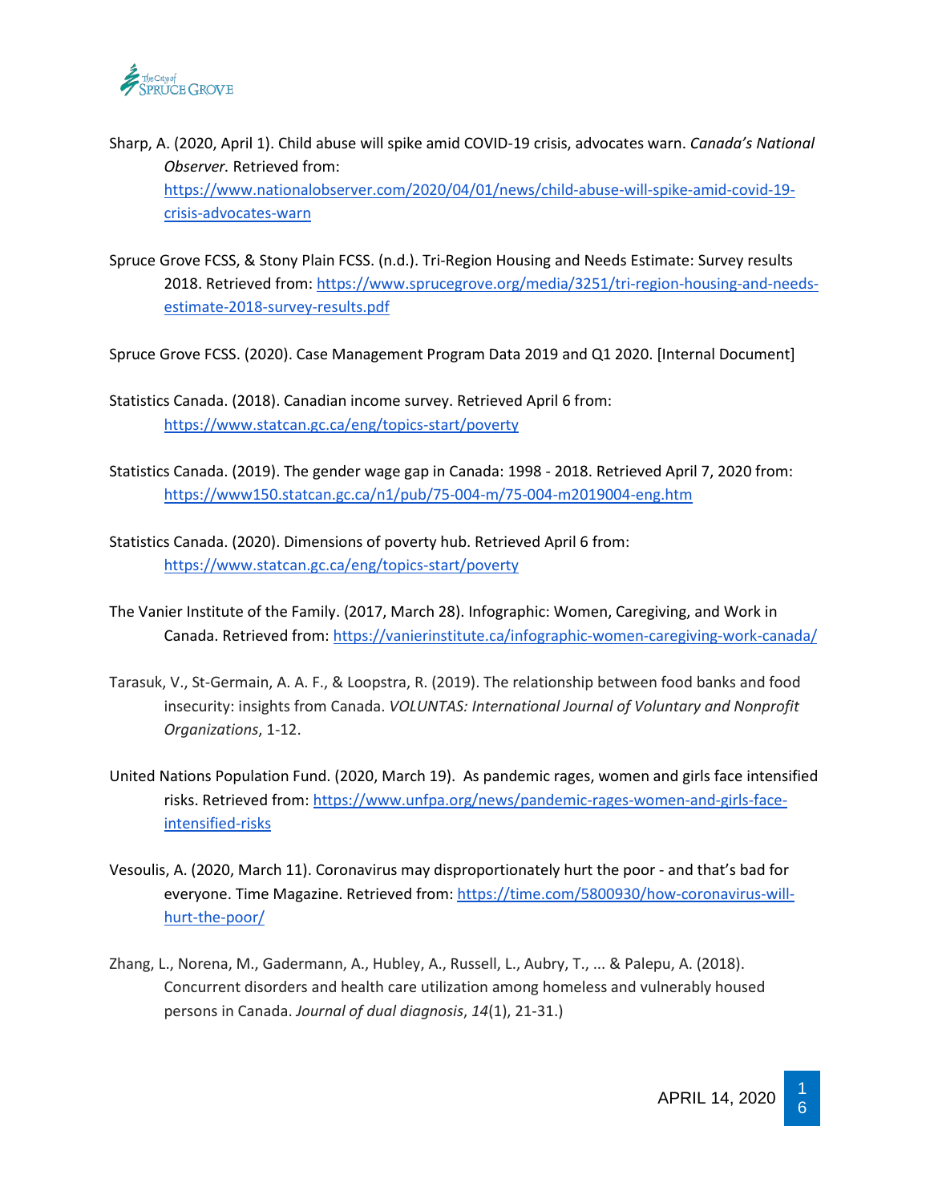Sharp, A. (2020, April 1). Child abuse will spike amid COVID-19 crisis, advocates warn. *Canada's National Observer.* Retrieved from: https://www.nationalobserver.com/2020/04/01/news/child-abuse-will-spike-amid-covid-19-crisis-advocates-warn

Spruce Grove FCSS, & Stony Plain FCSS. (n.d.). Tri-Region Housing and Needs Estimate: Survey results 2018. Retrieved from: https://www.sprucegrove.org/media/3251/tri-region-housing-and-needs-estimate-2018-survey-results.pdf

Spruce Grove FCSS. (2020). Case Management Program Data 2019 and Q1 2020. [Internal Document]

Statistics Canada. (2018). Canadian income survey. Retrieved April 6 from: https://www.statcan.gc.ca/eng/topics-start/poverty

Statistics Canada. (2019). The gender wage gap in Canada: 1998 - 2018. Retrieved April 7, 2020 from: https://www150.statcan.gc.ca/n1/pub/75-004-m/75-004-m2019004-eng.htm

Statistics Canada. (2020). Dimensions of poverty hub. Retrieved April 6 from: https://www.statcan.gc.ca/eng/topics-start/poverty

The Vanier Institute of the Family. (2017, March 28). Infographic: Women, Caregiving, and Work in Canada. Retrieved from: https://vanierinstitute.ca/infographic-women-caregiving-work-canada/

Tarasuk, V., St-Germain, A. A. F., & Loopstra, R. (2019). The relationship between food banks and food insecurity: insights from Canada. *VOLUNTAS: International Journal of Voluntary and Nonprofit Organizations*, 1-12.

United Nations Population Fund. (2020, March 19). As pandemic rages, women and girls face intensified risks. Retrieved from: https://www.unfpa.org/news/pandemic-rages-women-and-girls-face-intensified-risks

Vesoulis, A. (2020, March 11). Coronavirus may disproportionately hurt the poor - and that's bad for everyone. Time Magazine. Retrieved from: https://time.com/5800930/how-coronavirus-will-hurt-the-poor/

Zhang, L., Norena, M., Gadermann, A., Hubley, A., Russell, L., Aubry, T., ... & Palepu, A. (2018). Concurrent disorders and health care utilization among homeless and vulnerably housed persons in Canada. *Journal of dual diagnosis*, *14*(1), 21-31.)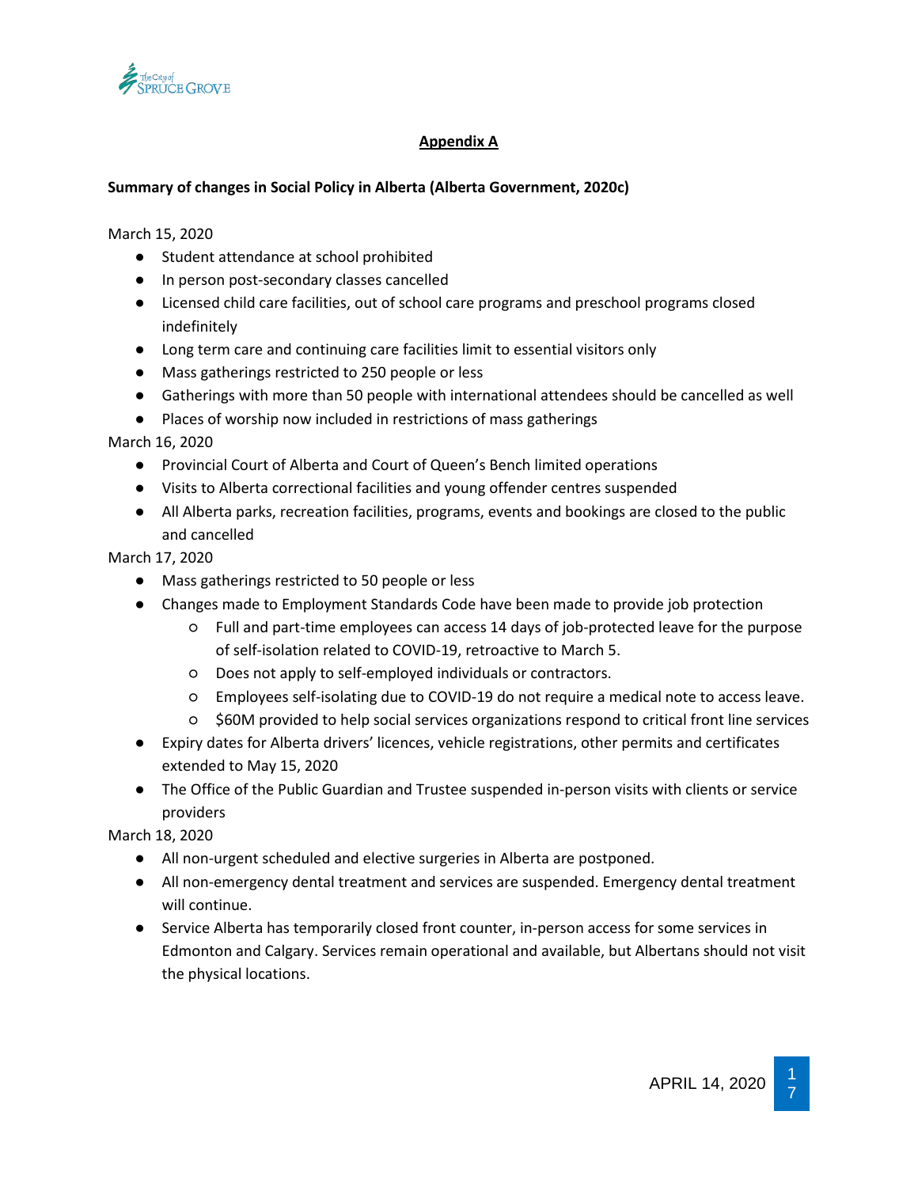## Appendix A

**Summary of changes in Social Policy in Alberta (Alberta Government, 2020c)**

March 15, 2020

- Student attendance at school prohibited
- In person post-secondary classes cancelled
- Licensed child care facilities, out of school care programs and preschool programs closed indefinitely
- Long term care and continuing care facilities limit to essential visitors only
- Mass gatherings restricted to 250 people or less
- Gatherings with more than 50 people with international attendees should be cancelled as well
- Places of worship now included in restrictions of mass gatherings

March 16, 2020

- Provincial Court of Alberta and Court of Queen's Bench limited operations
- Visits to Alberta correctional facilities and young offender centres suspended
- All Alberta parks, recreation facilities, programs, events and bookings are closed to the public and cancelled

March 17, 2020

- Mass gatherings restricted to 50 people or less
- Changes made to Employment Standards Code have been made to provide job protection
    - Full and part-time employees can access 14 days of job-protected leave for the purpose of self-isolation related to COVID-19, retroactive to March 5.
    - Does not apply to self-employed individuals or contractors.
    - Employees self-isolating due to COVID-19 do not require a medical note to access leave.
    - $60M provided to help social services organizations respond to critical front line services
- Expiry dates for Alberta drivers' licences, vehicle registrations, other permits and certificates extended to May 15, 2020
- The Office of the Public Guardian and Trustee suspended in-person visits with clients or service providers

March 18, 2020

- All non-urgent scheduled and elective surgeries in Alberta are postponed.
- All non-emergency dental treatment and services are suspended. Emergency dental treatment will continue.
- Service Alberta has temporarily closed front counter, in-person access for some services in Edmonton and Calgary. Services remain operational and available, but Albertans should not visit the physical locations.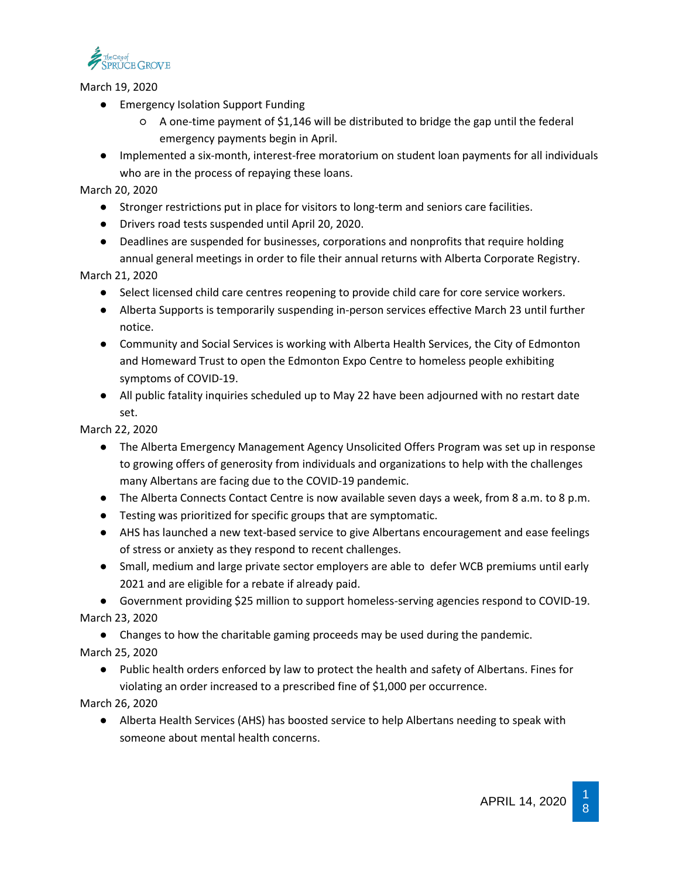March 19, 2020

- Emergency Isolation Support Funding
  - A one-time payment of $1,146 will be distributed to bridge the gap until the federal emergency payments begin in April.
- Implemented a six-month, interest-free moratorium on student loan payments for all individuals who are in the process of repaying these loans.

March 20, 2020

- Stronger restrictions put in place for visitors to long-term and seniors care facilities.
- Drivers road tests suspended until April 20, 2020.
- Deadlines are suspended for businesses, corporations and nonprofits that require holding annual general meetings in order to file their annual returns with Alberta Corporate Registry.

March 21, 2020

- Select licensed child care centres reopening to provide child care for core service workers.
- Alberta Supports is temporarily suspending in-person services effective March 23 until further notice.
- Community and Social Services is working with Alberta Health Services, the City of Edmonton and Homeward Trust to open the Edmonton Expo Centre to homeless people exhibiting symptoms of COVID-19.
- All public fatality inquiries scheduled up to May 22 have been adjourned with no restart date set.

March 22, 2020

- The Alberta Emergency Management Agency Unsolicited Offers Program was set up in response to growing offers of generosity from individuals and organizations to help with the challenges many Albertans are facing due to the COVID-19 pandemic.
- The Alberta Connects Contact Centre is now available seven days a week, from 8 a.m. to 8 p.m.
- Testing was prioritized for specific groups that are symptomatic.
- AHS has launched a new text-based service to give Albertans encouragement and ease feelings of stress or anxiety as they respond to recent challenges.
- Small, medium and large private sector employers are able to defer WCB premiums until early 2021 and are eligible for a rebate if already paid.
- Government providing $25 million to support homeless-serving agencies respond to COVID-19.

March 23, 2020

- Changes to how the charitable gaming proceeds may be used during the pandemic.

March 25, 2020

- Public health orders enforced by law to protect the health and safety of Albertans. Fines for violating an order increased to a prescribed fine of $1,000 per occurrence.

March 26, 2020

- Alberta Health Services (AHS) has boosted service to help Albertans needing to speak with someone about mental health concerns.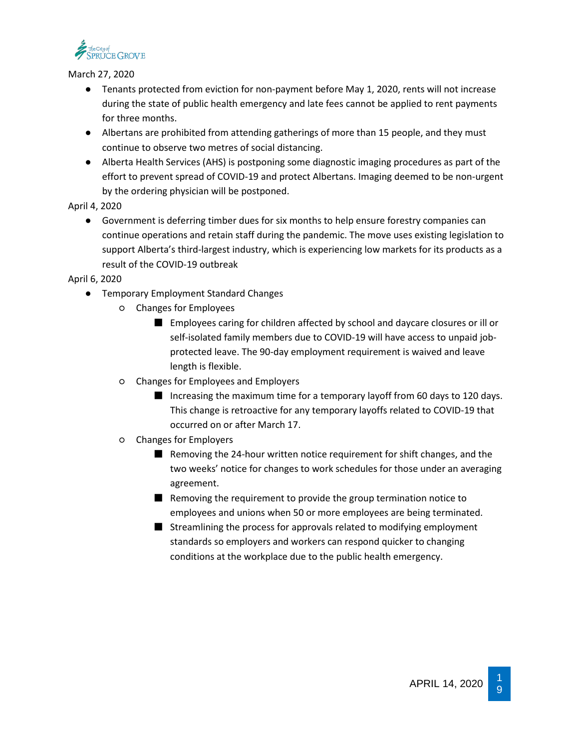March 27, 2020

- Tenants protected from eviction for non-payment before May 1, 2020, rents will not increase during the state of public health emergency and late fees cannot be applied to rent payments for three months.
- Albertans are prohibited from attending gatherings of more than 15 people, and they must continue to observe two metres of social distancing.
- Alberta Health Services (AHS) is postponing some diagnostic imaging procedures as part of the effort to prevent spread of COVID-19 and protect Albertans. Imaging deemed to be non-urgent by the ordering physician will be postponed.

April 4, 2020

- Government is deferring timber dues for six months to help ensure forestry companies can continue operations and retain staff during the pandemic. The move uses existing legislation to support Alberta's third-largest industry, which is experiencing low markets for its products as a result of the COVID-19 outbreak

April 6, 2020

- Temporary Employment Standard Changes
    - Changes for Employees
        - Employees caring for children affected by school and daycare closures or ill or self-isolated family members due to COVID-19 will have access to unpaid job-protected leave. The 90-day employment requirement is waived and leave length is flexible.
    - Changes for Employees and Employers
        - Increasing the maximum time for a temporary layoff from 60 days to 120 days. This change is retroactive for any temporary layoffs related to COVID-19 that occurred on or after March 17.
    - Changes for Employers
        - Removing the 24-hour written notice requirement for shift changes, and the two weeks' notice for changes to work schedules for those under an averaging agreement.
        - Removing the requirement to provide the group termination notice to employees and unions when 50 or more employees are being terminated.
        - Streamlining the process for approvals related to modifying employment standards so employers and workers can respond quicker to changing conditions at the workplace due to the public health emergency.